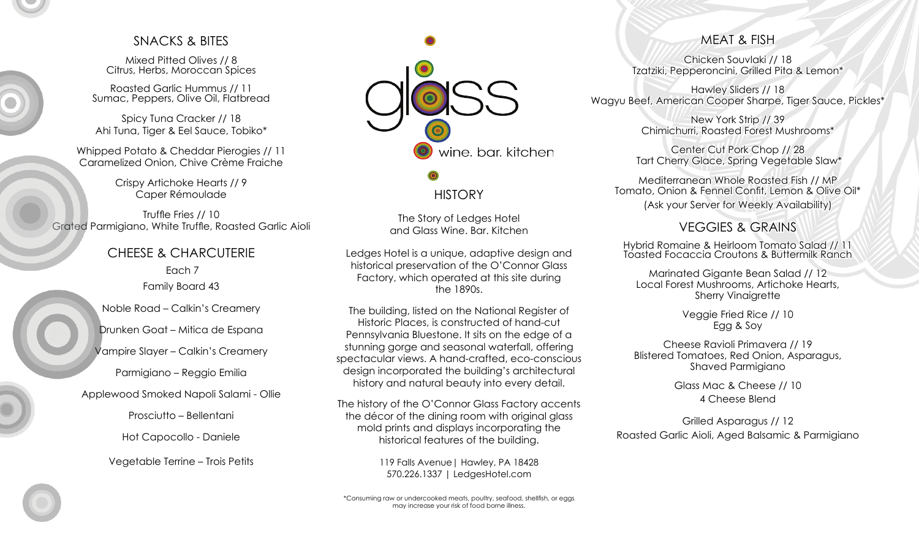## SNACKS & BITES

Mixed Pitted Olives // 8
Citrus, Herbs, Moroccan Spices

Roasted Garlic Hummus // 11
Sumac, Peppers, Olive Oil, Flatbread

Spicy Tuna Cracker // 18
Ahi Tuna, Tiger & Eel Sauce, Tobiko*

Whipped Potato & Cheddar Pierogies // 11
Caramelized Onion, Chive Crème Fraiche

Crispy Artichoke Hearts // 9
Caper Rémoulade

Truffle Fries // 10
Grated Parmigiano, White Truffle, Roasted Garlic Aioli

## CHEESE & CHARCUTERIE

Each 7

Family Board 43

Noble Road – Calkin's Creamery

Drunken Goat – Mitica de Espana

Vampire Slayer – Calkin's Creamery

Parmigiano – Reggio Emilia

Applewood Smoked Napoli Salami - Ollie

Prosciutto – Bellentani

Hot Capocollo - Daniele

Vegetable Terrine – Trois Petits

# glass
wine. bar. kitchen

## HISTORY

The Story of Ledges Hotel
and Glass Wine. Bar. Kitchen

Ledges Hotel is a unique, adaptive design and historical preservation of the O'Connor Glass Factory, which operated at this site during the 1890s.

The building, listed on the National Register of Historic Places, is constructed of hand-cut Pennsylvania Bluestone. It sits on the edge of a stunning gorge and seasonal waterfall, offering spectacular views. A hand-crafted, eco-conscious design incorporated the building's architectural history and natural beauty into every detail.

The history of the O'Connor Glass Factory accents the décor of the dining room with original glass mold prints and displays incorporating the historical features of the building.

119 Falls Avenue | Hawley, PA 18428
570.226.1337 | LedgesHotel.com

*Consuming raw or undercooked meats, poultry, seafood, shellfish, or eggs may increase your risk of food borne illness.

## MEAT & FISH

Chicken Souvlaki // 18
Tzatziki, Pepperoncini, Grilled Pita & Lemon*

Hawley Sliders // 18
Wagyu Beef, American Cooper Sharpe, Tiger Sauce, Pickles*

New York Strip // 39
Chimichurri, Roasted Forest Mushrooms*

Center Cut Pork Chop // 28
Tart Cherry Glace, Spring Vegetable Slaw*

Mediterranean Whole Roasted Fish // MP
Tomato, Onion & Fennel Confit, Lemon & Olive Oil*
(Ask your Server for Weekly Availability)

## VEGGIES & GRAINS

Hybrid Romaine & Heirloom Tomato Salad // 11
Toasted Focaccia Croutons & Buttermilk Ranch

Marinated Gigante Bean Salad // 12
Local Forest Mushrooms, Artichoke Hearts, Sherry Vinaigrette

Veggie Fried Rice // 10
Egg & Soy

Cheese Ravioli Primavera // 19
Blistered Tomatoes, Red Onion, Asparagus, Shaved Parmigiano

Glass Mac & Cheese // 10
4 Cheese Blend

Grilled Asparagus // 12
Roasted Garlic Aioli, Aged Balsamic & Parmigiano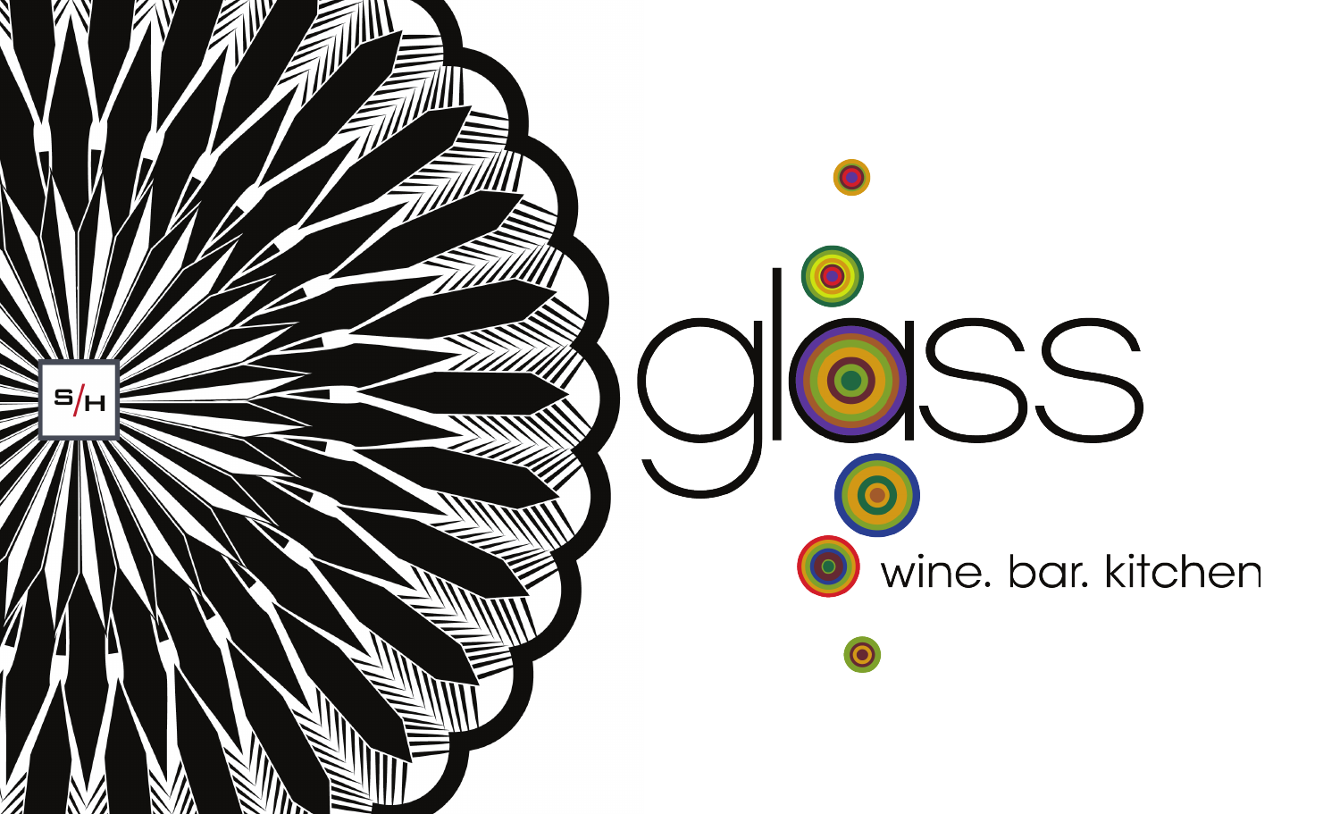S/H

# glass

wine. bar. kitchen